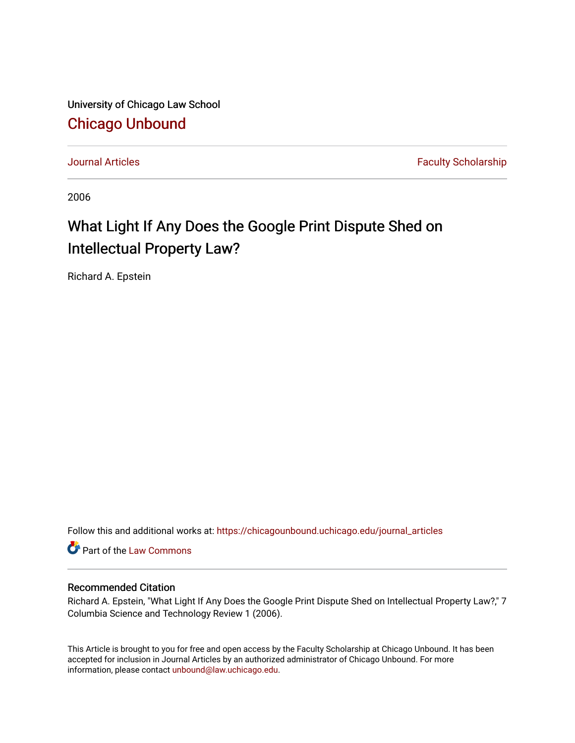University of Chicago Law School

[Chicago Unbound](https://chicagounbound.uchicago.edu/)

Journal Articles | Faculty Scholarship

2006

# What Light If Any Does the Google Print Dispute Shed on Intellectual Property Law?

Richard A. Epstein

Follow this and additional works at: https://chicagounbound.uchicago.edu/journal_articles

Part of the Law Commons

## Recommended Citation

Richard A. Epstein, "What Light If Any Does the Google Print Dispute Shed on Intellectual Property Law?," 7 Columbia Science and Technology Review 1 (2006).

This Article is brought to you for free and open access by the Faculty Scholarship at Chicago Unbound. It has been accepted for inclusion in Journal Articles by an authorized administrator of Chicago Unbound. For more information, please contact unbound@law.uchicago.edu.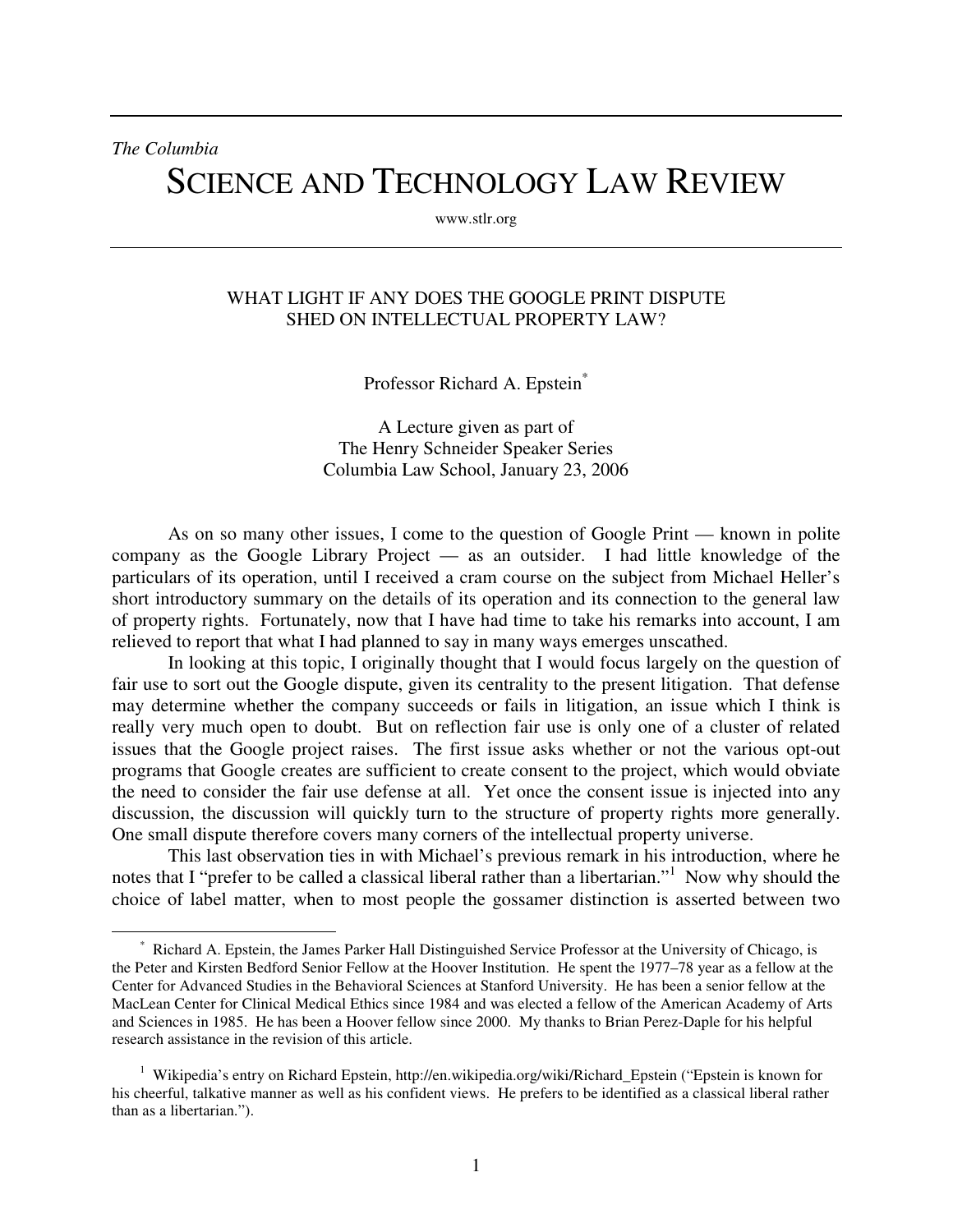*The Columbia*

# SCIENCE AND TECHNOLOGY LAW REVIEW

www.stlr.org

## WHAT LIGHT IF ANY DOES THE GOOGLE PRINT DISPUTE SHED ON INTELLECTUAL PROPERTY LAW?

Professor Richard A. Epstein[*]

A Lecture given as part of
The Henry Schneider Speaker Series
Columbia Law School, January 23, 2006

As on so many other issues, I come to the question of Google Print — known in polite company as the Google Library Project — as an outsider. I had little knowledge of the particulars of its operation, until I received a cram course on the subject from Michael Heller's short introductory summary on the details of its operation and its connection to the general law of property rights. Fortunately, now that I have had time to take his remarks into account, I am relieved to report that what I had planned to say in many ways emerges unscathed.

In looking at this topic, I originally thought that I would focus largely on the question of fair use to sort out the Google dispute, given its centrality to the present litigation. That defense may determine whether the company succeeds or fails in litigation, an issue which I think is really very much open to doubt. But on reflection fair use is only one of a cluster of related issues that the Google project raises. The first issue asks whether or not the various opt-out programs that Google creates are sufficient to create consent to the project, which would obviate the need to consider the fair use defense at all. Yet once the consent issue is injected into any discussion, the discussion will quickly turn to the structure of property rights more generally. One small dispute therefore covers many corners of the intellectual property universe.

This last observation ties in with Michael's previous remark in his introduction, where he notes that I "prefer to be called a classical liberal rather than a libertarian."[1] Now why should the choice of label matter, when to most people the gossamer distinction is asserted between two

---

[*] Richard A. Epstein, the James Parker Hall Distinguished Service Professor at the University of Chicago, is the Peter and Kirsten Bedford Senior Fellow at the Hoover Institution. He spent the 1977–78 year as a fellow at the Center for Advanced Studies in the Behavioral Sciences at Stanford University. He has been a senior fellow at the MacLean Center for Clinical Medical Ethics since 1984 and was elected a fellow of the American Academy of Arts and Sciences in 1985. He has been a Hoover fellow since 2000. My thanks to Brian Perez-Daple for his helpful research assistance in the revision of this article.

[1] Wikipedia's entry on Richard Epstein, http://en.wikipedia.org/wiki/Richard_Epstein ("Epstein is known for his cheerful, talkative manner as well as his confident views. He prefers to be identified as a classical liberal rather than as a libertarian.").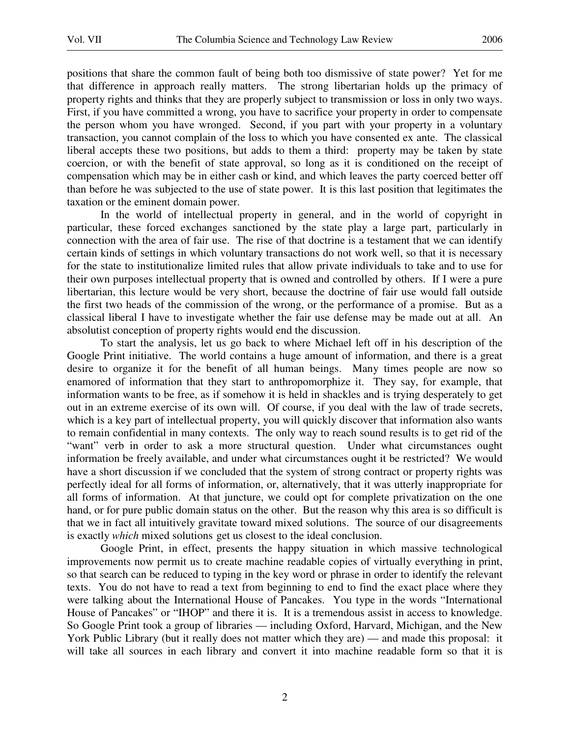positions that share the common fault of being both too dismissive of state power? Yet for me that difference in approach really matters. The strong libertarian holds up the primacy of property rights and thinks that they are properly subject to transmission or loss in only two ways. First, if you have committed a wrong, you have to sacrifice your property in order to compensate the person whom you have wronged. Second, if you part with your property in a voluntary transaction, you cannot complain of the loss to which you have consented ex ante. The classical liberal accepts these two positions, but adds to them a third: property may be taken by state coercion, or with the benefit of state approval, so long as it is conditioned on the receipt of compensation which may be in either cash or kind, and which leaves the party coerced better off than before he was subjected to the use of state power. It is this last position that legitimates the taxation or the eminent domain power.

In the world of intellectual property in general, and in the world of copyright in particular, these forced exchanges sanctioned by the state play a large part, particularly in connection with the area of fair use. The rise of that doctrine is a testament that we can identify certain kinds of settings in which voluntary transactions do not work well, so that it is necessary for the state to institutionalize limited rules that allow private individuals to take and to use for their own purposes intellectual property that is owned and controlled by others. If I were a pure libertarian, this lecture would be very short, because the doctrine of fair use would fall outside the first two heads of the commission of the wrong, or the performance of a promise. But as a classical liberal I have to investigate whether the fair use defense may be made out at all. An absolutist conception of property rights would end the discussion.

To start the analysis, let us go back to where Michael left off in his description of the Google Print initiative. The world contains a huge amount of information, and there is a great desire to organize it for the benefit of all human beings. Many times people are now so enamored of information that they start to anthropomorphize it. They say, for example, that information wants to be free, as if somehow it is held in shackles and is trying desperately to get out in an extreme exercise of its own will. Of course, if you deal with the law of trade secrets, which is a key part of intellectual property, you will quickly discover that information also wants to remain confidential in many contexts. The only way to reach sound results is to get rid of the "want" verb in order to ask a more structural question. Under what circumstances ought information be freely available, and under what circumstances ought it be restricted? We would have a short discussion if we concluded that the system of strong contract or property rights was perfectly ideal for all forms of information, or, alternatively, that it was utterly inappropriate for all forms of information. At that juncture, we could opt for complete privatization on the one hand, or for pure public domain status on the other. But the reason why this area is so difficult is that we in fact all intuitively gravitate toward mixed solutions. The source of our disagreements is exactly *which* mixed solutions get us closest to the ideal conclusion.

Google Print, in effect, presents the happy situation in which massive technological improvements now permit us to create machine readable copies of virtually everything in print, so that search can be reduced to typing in the key word or phrase in order to identify the relevant texts. You do not have to read a text from beginning to end to find the exact place where they were talking about the International House of Pancakes. You type in the words "International House of Pancakes" or "IHOP" and there it is. It is a tremendous assist in access to knowledge. So Google Print took a group of libraries — including Oxford, Harvard, Michigan, and the New York Public Library (but it really does not matter which they are) — and made this proposal: it will take all sources in each library and convert it into machine readable form so that it is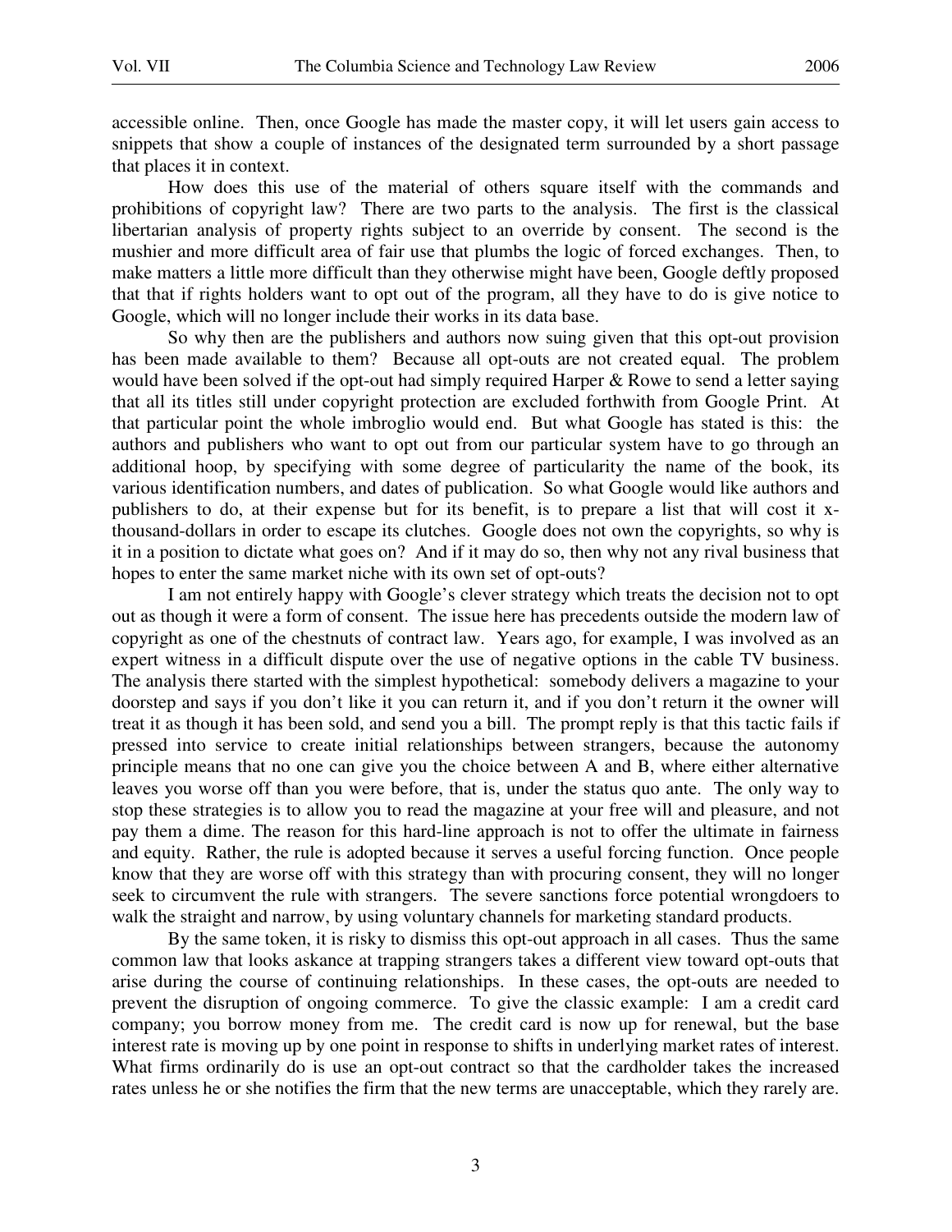accessible online. Then, once Google has made the master copy, it will let users gain access to snippets that show a couple of instances of the designated term surrounded by a short passage that places it in context.

How does this use of the material of others square itself with the commands and prohibitions of copyright law? There are two parts to the analysis. The first is the classical libertarian analysis of property rights subject to an override by consent. The second is the mushier and more difficult area of fair use that plumbs the logic of forced exchanges. Then, to make matters a little more difficult than they otherwise might have been, Google deftly proposed that that if rights holders want to opt out of the program, all they have to do is give notice to Google, which will no longer include their works in its data base.

So why then are the publishers and authors now suing given that this opt-out provision has been made available to them? Because all opt-outs are not created equal. The problem would have been solved if the opt-out had simply required Harper & Rowe to send a letter saying that all its titles still under copyright protection are excluded forthwith from Google Print. At that particular point the whole imbroglio would end. But what Google has stated is this: the authors and publishers who want to opt out from our particular system have to go through an additional hoop, by specifying with some degree of particularity the name of the book, its various identification numbers, and dates of publication. So what Google would like authors and publishers to do, at their expense but for its benefit, is to prepare a list that will cost it x-thousand-dollars in order to escape its clutches. Google does not own the copyrights, so why is it in a position to dictate what goes on? And if it may do so, then why not any rival business that hopes to enter the same market niche with its own set of opt-outs?

I am not entirely happy with Google's clever strategy which treats the decision not to opt out as though it were a form of consent. The issue here has precedents outside the modern law of copyright as one of the chestnuts of contract law. Years ago, for example, I was involved as an expert witness in a difficult dispute over the use of negative options in the cable TV business. The analysis there started with the simplest hypothetical: somebody delivers a magazine to your doorstep and says if you don't like it you can return it, and if you don't return it the owner will treat it as though it has been sold, and send you a bill. The prompt reply is that this tactic fails if pressed into service to create initial relationships between strangers, because the autonomy principle means that no one can give you the choice between A and B, where either alternative leaves you worse off than you were before, that is, under the status quo ante. The only way to stop these strategies is to allow you to read the magazine at your free will and pleasure, and not pay them a dime. The reason for this hard-line approach is not to offer the ultimate in fairness and equity. Rather, the rule is adopted because it serves a useful forcing function. Once people know that they are worse off with this strategy than with procuring consent, they will no longer seek to circumvent the rule with strangers. The severe sanctions force potential wrongdoers to walk the straight and narrow, by using voluntary channels for marketing standard products.

By the same token, it is risky to dismiss this opt-out approach in all cases. Thus the same common law that looks askance at trapping strangers takes a different view toward opt-outs that arise during the course of continuing relationships. In these cases, the opt-outs are needed to prevent the disruption of ongoing commerce. To give the classic example: I am a credit card company; you borrow money from me. The credit card is now up for renewal, but the base interest rate is moving up by one point in response to shifts in underlying market rates of interest. What firms ordinarily do is use an opt-out contract so that the cardholder takes the increased rates unless he or she notifies the firm that the new terms are unacceptable, which they rarely are.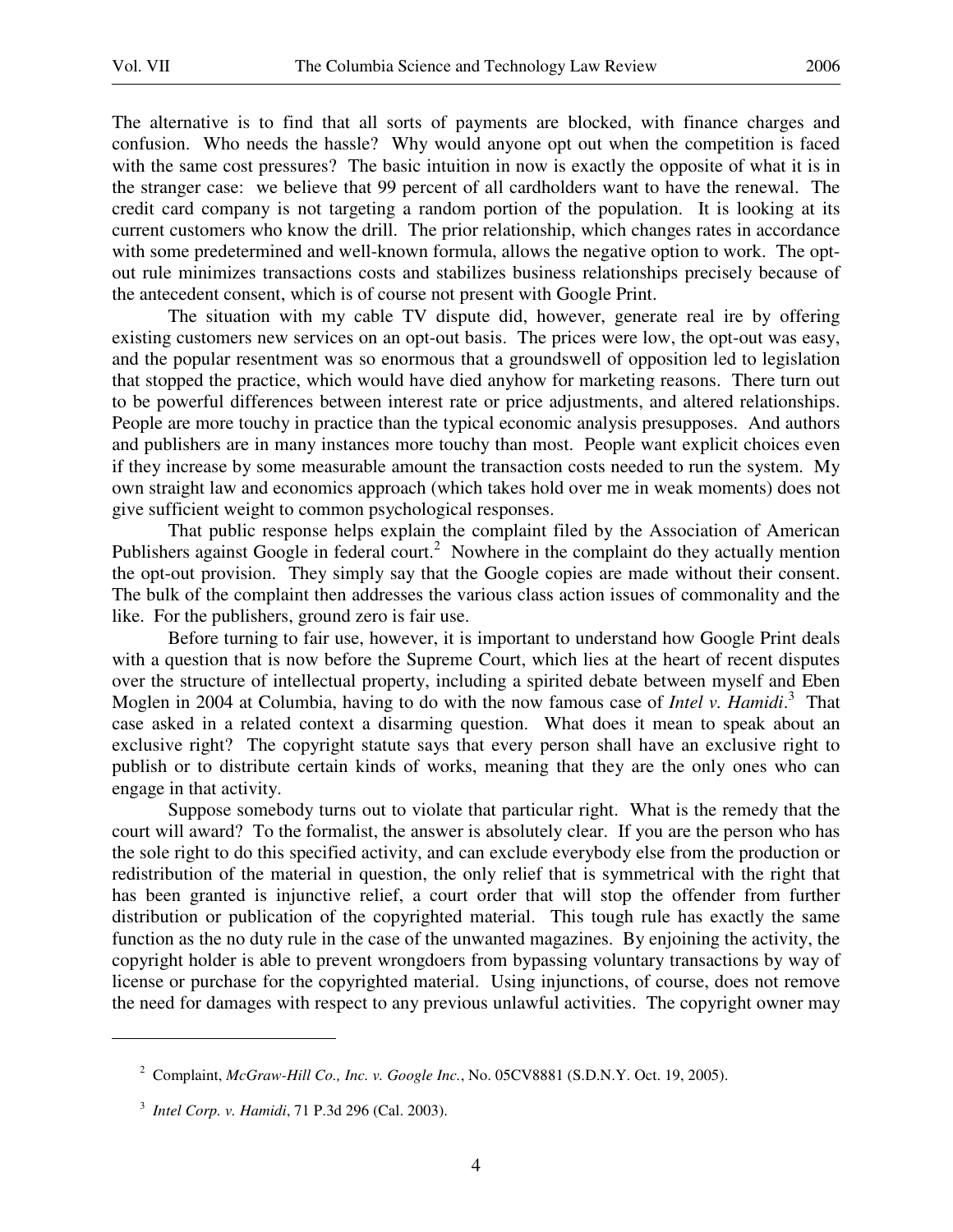The alternative is to find that all sorts of payments are blocked, with finance charges and confusion. Who needs the hassle? Why would anyone opt out when the competition is faced with the same cost pressures? The basic intuition in now is exactly the opposite of what it is in the stranger case: we believe that 99 percent of all cardholders want to have the renewal. The credit card company is not targeting a random portion of the population. It is looking at its current customers who know the drill. The prior relationship, which changes rates in accordance with some predetermined and well-known formula, allows the negative option to work. The opt-out rule minimizes transactions costs and stabilizes business relationships precisely because of the antecedent consent, which is of course not present with Google Print.

The situation with my cable TV dispute did, however, generate real ire by offering existing customers new services on an opt-out basis. The prices were low, the opt-out was easy, and the popular resentment was so enormous that a groundswell of opposition led to legislation that stopped the practice, which would have died anyhow for marketing reasons. There turn out to be powerful differences between interest rate or price adjustments, and altered relationships. People are more touchy in practice than the typical economic analysis presupposes. And authors and publishers are in many instances more touchy than most. People want explicit choices even if they increase by some measurable amount the transaction costs needed to run the system. My own straight law and economics approach (which takes hold over me in weak moments) does not give sufficient weight to common psychological responses.

That public response helps explain the complaint filed by the Association of American Publishers against Google in federal court.[2] Nowhere in the complaint do they actually mention the opt-out provision. They simply say that the Google copies are made without their consent. The bulk of the complaint then addresses the various class action issues of commonality and the like. For the publishers, ground zero is fair use.

Before turning to fair use, however, it is important to understand how Google Print deals with a question that is now before the Supreme Court, which lies at the heart of recent disputes over the structure of intellectual property, including a spirited debate between myself and Eben Moglen in 2004 at Columbia, having to do with the now famous case of *Intel v. Hamidi*.[3] That case asked in a related context a disarming question. What does it mean to speak about an exclusive right? The copyright statute says that every person shall have an exclusive right to publish or to distribute certain kinds of works, meaning that they are the only ones who can engage in that activity.

Suppose somebody turns out to violate that particular right. What is the remedy that the court will award? To the formalist, the answer is absolutely clear. If you are the person who has the sole right to do this specified activity, and can exclude everybody else from the production or redistribution of the material in question, the only relief that is symmetrical with the right that has been granted is injunctive relief, a court order that will stop the offender from further distribution or publication of the copyrighted material. This tough rule has exactly the same function as the no duty rule in the case of the unwanted magazines. By enjoining the activity, the copyright holder is able to prevent wrongdoers from bypassing voluntary transactions by way of license or purchase for the copyrighted material. Using injunctions, of course, does not remove the need for damages with respect to any previous unlawful activities. The copyright owner may

---

[2] Complaint, *McGraw-Hill Co., Inc. v. Google Inc.*, No. 05CV8881 (S.D.N.Y. Oct. 19, 2005).

[3] *Intel Corp. v. Hamidi*, 71 P.3d 296 (Cal. 2003).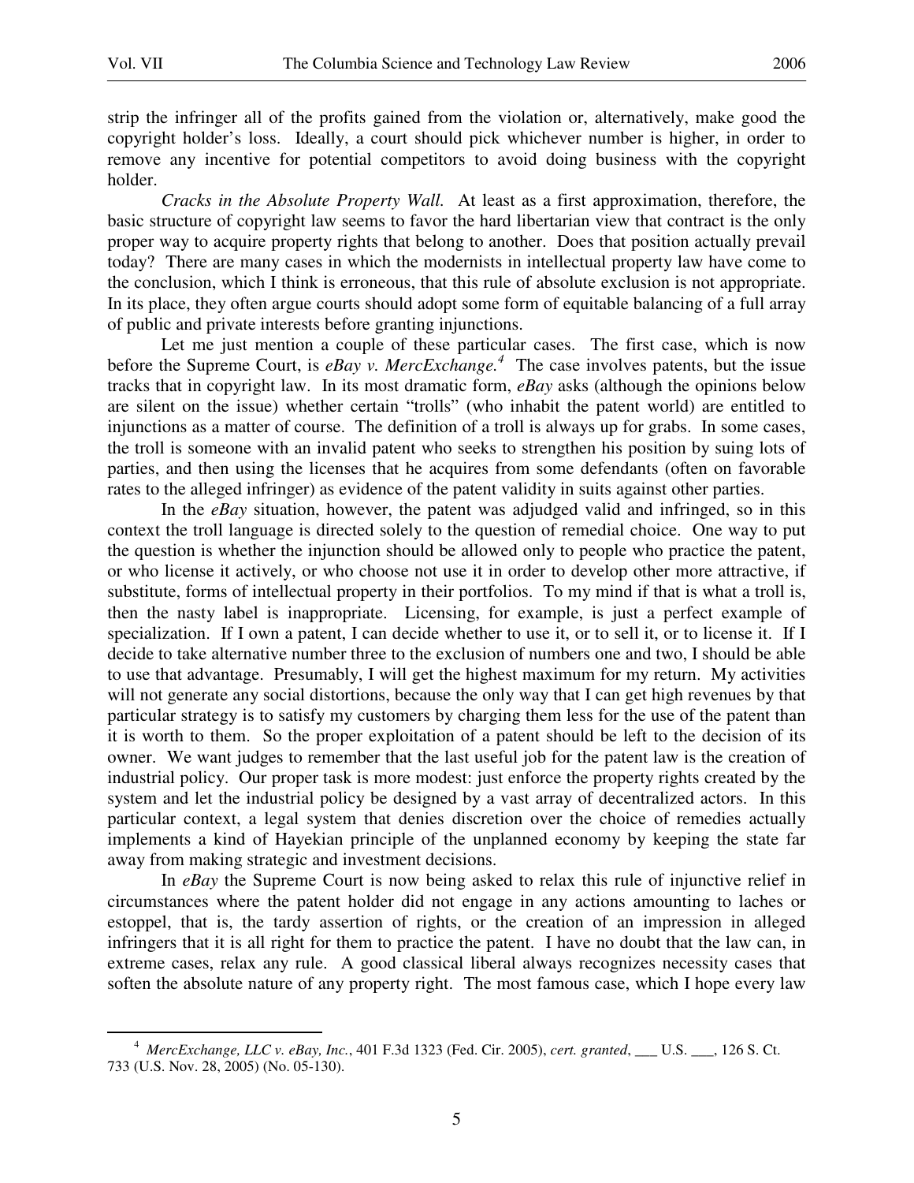strip the infringer all of the profits gained from the violation or, alternatively, make good the copyright holder's loss. Ideally, a court should pick whichever number is higher, in order to remove any incentive for potential competitors to avoid doing business with the copyright holder.

*Cracks in the Absolute Property Wall.* At least as a first approximation, therefore, the basic structure of copyright law seems to favor the hard libertarian view that contract is the only proper way to acquire property rights that belong to another. Does that position actually prevail today? There are many cases in which the modernists in intellectual property law have come to the conclusion, which I think is erroneous, that this rule of absolute exclusion is not appropriate. In its place, they often argue courts should adopt some form of equitable balancing of a full array of public and private interests before granting injunctions.

Let me just mention a couple of these particular cases. The first case, which is now before the Supreme Court, is *eBay v. MercExchange.*[4] The case involves patents, but the issue tracks that in copyright law. In its most dramatic form, *eBay* asks (although the opinions below are silent on the issue) whether certain "trolls" (who inhabit the patent world) are entitled to injunctions as a matter of course. The definition of a troll is always up for grabs. In some cases, the troll is someone with an invalid patent who seeks to strengthen his position by suing lots of parties, and then using the licenses that he acquires from some defendants (often on favorable rates to the alleged infringer) as evidence of the patent validity in suits against other parties.

In the *eBay* situation, however, the patent was adjudged valid and infringed, so in this context the troll language is directed solely to the question of remedial choice. One way to put the question is whether the injunction should be allowed only to people who practice the patent, or who license it actively, or who choose not use it in order to develop other more attractive, if substitute, forms of intellectual property in their portfolios. To my mind if that is what a troll is, then the nasty label is inappropriate. Licensing, for example, is just a perfect example of specialization. If I own a patent, I can decide whether to use it, or to sell it, or to license it. If I decide to take alternative number three to the exclusion of numbers one and two, I should be able to use that advantage. Presumably, I will get the highest maximum for my return. My activities will not generate any social distortions, because the only way that I can get high revenues by that particular strategy is to satisfy my customers by charging them less for the use of the patent than it is worth to them. So the proper exploitation of a patent should be left to the decision of its owner. We want judges to remember that the last useful job for the patent law is the creation of industrial policy. Our proper task is more modest: just enforce the property rights created by the system and let the industrial policy be designed by a vast array of decentralized actors. In this particular context, a legal system that denies discretion over the choice of remedies actually implements a kind of Hayekian principle of the unplanned economy by keeping the state far away from making strategic and investment decisions.

In *eBay* the Supreme Court is now being asked to relax this rule of injunctive relief in circumstances where the patent holder did not engage in any actions amounting to laches or estoppel, that is, the tardy assertion of rights, or the creation of an impression in alleged infringers that it is all right for them to practice the patent. I have no doubt that the law can, in extreme cases, relax any rule. A good classical liberal always recognizes necessity cases that soften the absolute nature of any property right. The most famous case, which I hope every law

---

[4] *MercExchange, LLC v. eBay, Inc.*, 401 F.3d 1323 (Fed. Cir. 2005), *cert. granted*, ___ U.S. ___, 126 S. Ct. 733 (U.S. Nov. 28, 2005) (No. 05-130).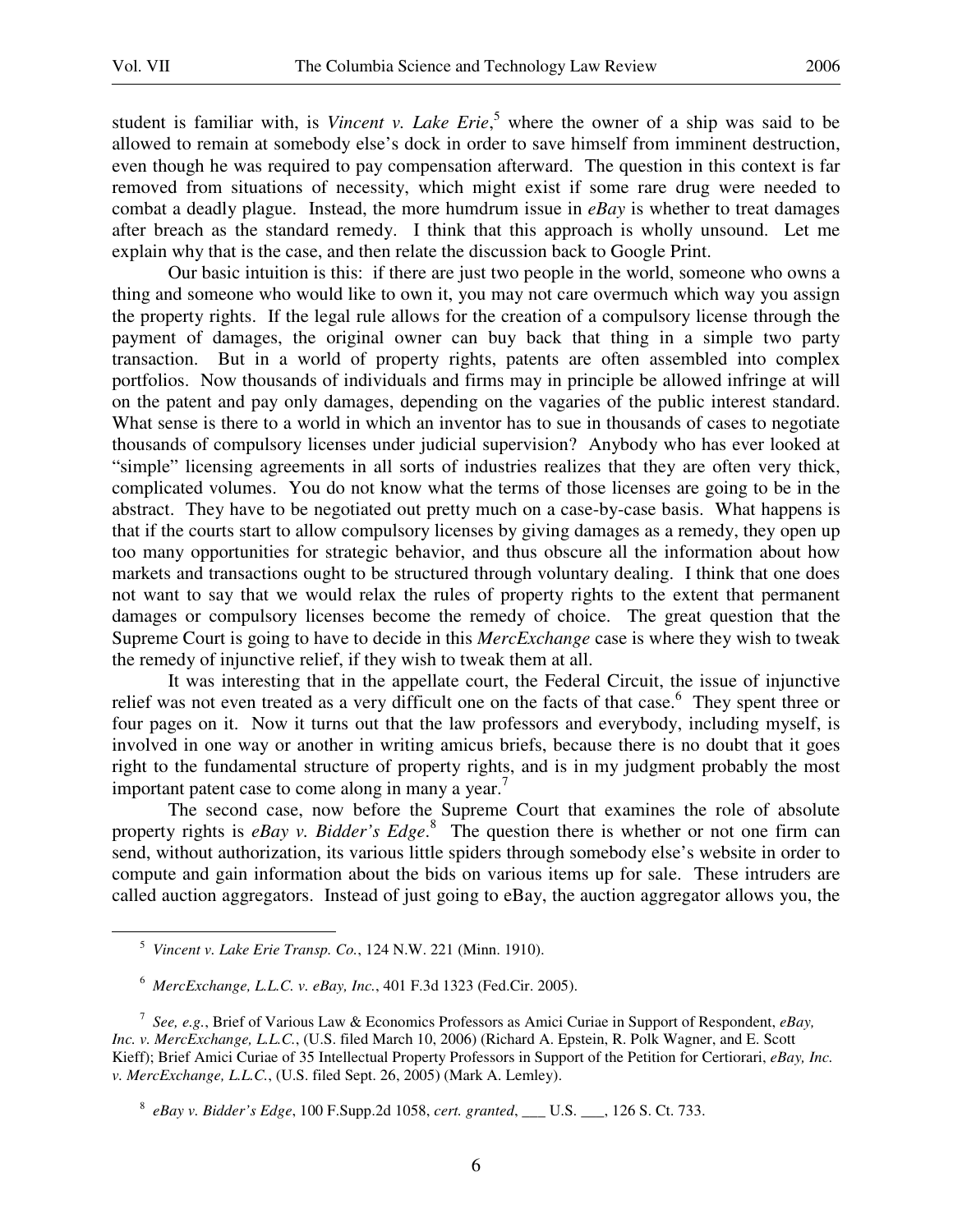student is familiar with, is *Vincent v. Lake Erie*,[5] where the owner of a ship was said to be allowed to remain at somebody else's dock in order to save himself from imminent destruction, even though he was required to pay compensation afterward. The question in this context is far removed from situations of necessity, which might exist if some rare drug were needed to combat a deadly plague. Instead, the more humdrum issue in *eBay* is whether to treat damages after breach as the standard remedy. I think that this approach is wholly unsound. Let me explain why that is the case, and then relate the discussion back to Google Print.

Our basic intuition is this: if there are just two people in the world, someone who owns a thing and someone who would like to own it, you may not care overmuch which way you assign the property rights. If the legal rule allows for the creation of a compulsory license through the payment of damages, the original owner can buy back that thing in a simple two party transaction. But in a world of property rights, patents are often assembled into complex portfolios. Now thousands of individuals and firms may in principle be allowed infringe at will on the patent and pay only damages, depending on the vagaries of the public interest standard. What sense is there to a world in which an inventor has to sue in thousands of cases to negotiate thousands of compulsory licenses under judicial supervision? Anybody who has ever looked at "simple" licensing agreements in all sorts of industries realizes that they are often very thick, complicated volumes. You do not know what the terms of those licenses are going to be in the abstract. They have to be negotiated out pretty much on a case-by-case basis. What happens is that if the courts start to allow compulsory licenses by giving damages as a remedy, they open up too many opportunities for strategic behavior, and thus obscure all the information about how markets and transactions ought to be structured through voluntary dealing. I think that one does not want to say that we would relax the rules of property rights to the extent that permanent damages or compulsory licenses become the remedy of choice. The great question that the Supreme Court is going to have to decide in this *MercExchange* case is where they wish to tweak the remedy of injunctive relief, if they wish to tweak them at all.

It was interesting that in the appellate court, the Federal Circuit, the issue of injunctive relief was not even treated as a very difficult one on the facts of that case.[6] They spent three or four pages on it. Now it turns out that the law professors and everybody, including myself, is involved in one way or another in writing amicus briefs, because there is no doubt that it goes right to the fundamental structure of property rights, and is in my judgment probably the most important patent case to come along in many a year.[7]

The second case, now before the Supreme Court that examines the role of absolute property rights is *eBay v. Bidder's Edge*.[8] The question there is whether or not one firm can send, without authorization, its various little spiders through somebody else's website in order to compute and gain information about the bids on various items up for sale. These intruders are called auction aggregators. Instead of just going to eBay, the auction aggregator allows you, the

---

[5] *Vincent v. Lake Erie Transp. Co.*, 124 N.W. 221 (Minn. 1910).

[6] *MercExchange, L.L.C. v. eBay, Inc.*, 401 F.3d 1323 (Fed.Cir. 2005).

[7] *See, e.g.*, Brief of Various Law & Economics Professors as Amici Curiae in Support of Respondent, *eBay, Inc. v. MercExchange, L.L.C.*, (U.S. filed March 10, 2006) (Richard A. Epstein, R. Polk Wagner, and E. Scott Kieff); Brief Amici Curiae of 35 Intellectual Property Professors in Support of the Petition for Certiorari, *eBay, Inc. v. MercExchange, L.L.C.*, (U.S. filed Sept. 26, 2005) (Mark A. Lemley).

[8] *eBay v. Bidder's Edge*, 100 F.Supp.2d 1058, *cert. granted*, ___ U.S. ___, 126 S. Ct. 733.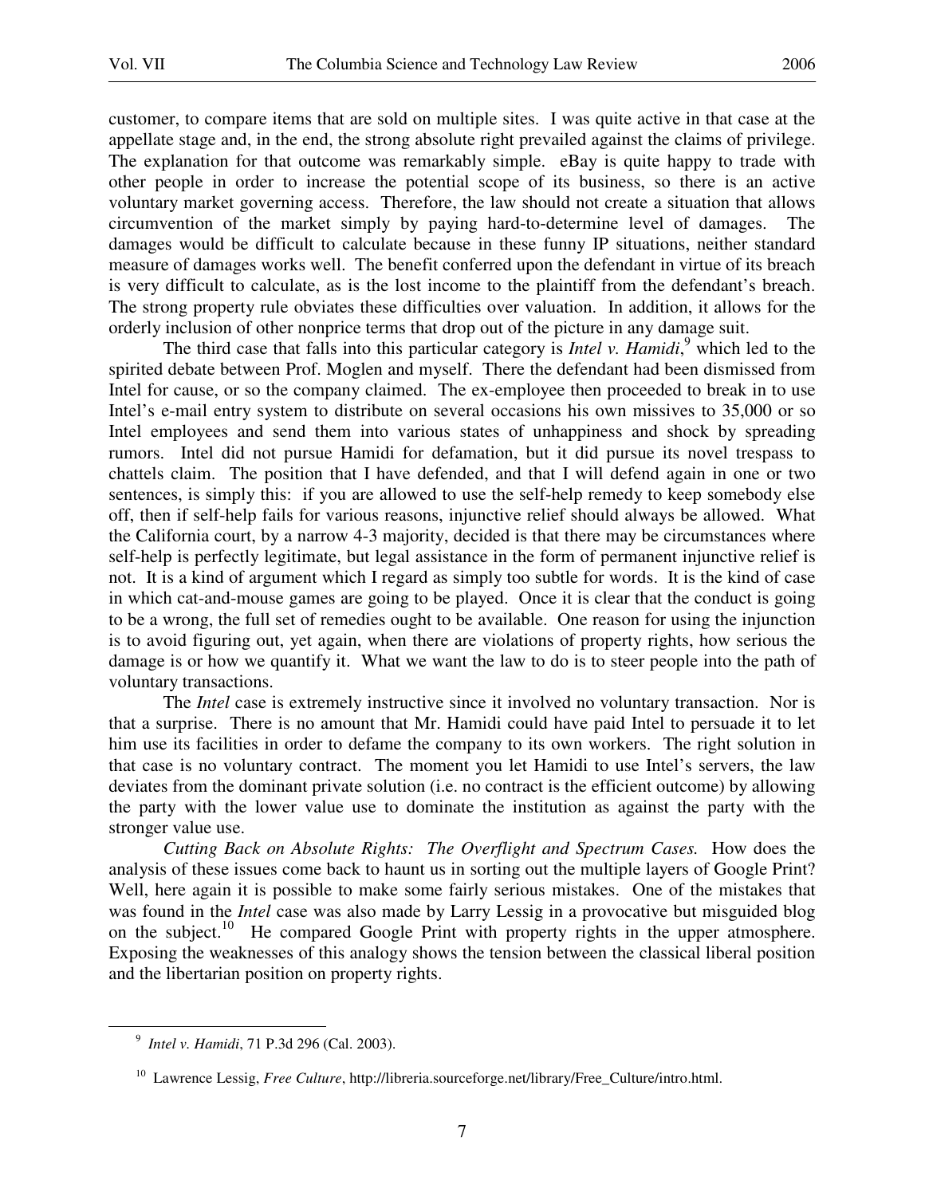customer, to compare items that are sold on multiple sites. I was quite active in that case at the appellate stage and, in the end, the strong absolute right prevailed against the claims of privilege. The explanation for that outcome was remarkably simple. eBay is quite happy to trade with other people in order to increase the potential scope of its business, so there is an active voluntary market governing access. Therefore, the law should not create a situation that allows circumvention of the market simply by paying hard-to-determine level of damages. The damages would be difficult to calculate because in these funny IP situations, neither standard measure of damages works well. The benefit conferred upon the defendant in virtue of its breach is very difficult to calculate, as is the lost income to the plaintiff from the defendant's breach. The strong property rule obviates these difficulties over valuation. In addition, it allows for the orderly inclusion of other nonprice terms that drop out of the picture in any damage suit.

The third case that falls into this particular category is *Intel v. Hamidi*,[9] which led to the spirited debate between Prof. Moglen and myself. There the defendant had been dismissed from Intel for cause, or so the company claimed. The ex-employee then proceeded to break in to use Intel's e-mail entry system to distribute on several occasions his own missives to 35,000 or so Intel employees and send them into various states of unhappiness and shock by spreading rumors. Intel did not pursue Hamidi for defamation, but it did pursue its novel trespass to chattels claim. The position that I have defended, and that I will defend again in one or two sentences, is simply this: if you are allowed to use the self-help remedy to keep somebody else off, then if self-help fails for various reasons, injunctive relief should always be allowed. What the California court, by a narrow 4-3 majority, decided is that there may be circumstances where self-help is perfectly legitimate, but legal assistance in the form of permanent injunctive relief is not. It is a kind of argument which I regard as simply too subtle for words. It is the kind of case in which cat-and-mouse games are going to be played. Once it is clear that the conduct is going to be a wrong, the full set of remedies ought to be available. One reason for using the injunction is to avoid figuring out, yet again, when there are violations of property rights, how serious the damage is or how we quantify it. What we want the law to do is to steer people into the path of voluntary transactions.

The *Intel* case is extremely instructive since it involved no voluntary transaction. Nor is that a surprise. There is no amount that Mr. Hamidi could have paid Intel to persuade it to let him use its facilities in order to defame the company to its own workers. The right solution in that case is no voluntary contract. The moment you let Hamidi to use Intel's servers, the law deviates from the dominant private solution (i.e. no contract is the efficient outcome) by allowing the party with the lower value use to dominate the institution as against the party with the stronger value use.

*Cutting Back on Absolute Rights: The Overflight and Spectrum Cases.* How does the analysis of these issues come back to haunt us in sorting out the multiple layers of Google Print? Well, here again it is possible to make some fairly serious mistakes. One of the mistakes that was found in the *Intel* case was also made by Larry Lessig in a provocative but misguided blog on the subject.[10] He compared Google Print with property rights in the upper atmosphere. Exposing the weaknesses of this analogy shows the tension between the classical liberal position and the libertarian position on property rights.

---

[9] *Intel v. Hamidi*, 71 P.3d 296 (Cal. 2003).

[10] Lawrence Lessig, *Free Culture*, http://libreria.sourceforge.net/library/Free_Culture/intro.html.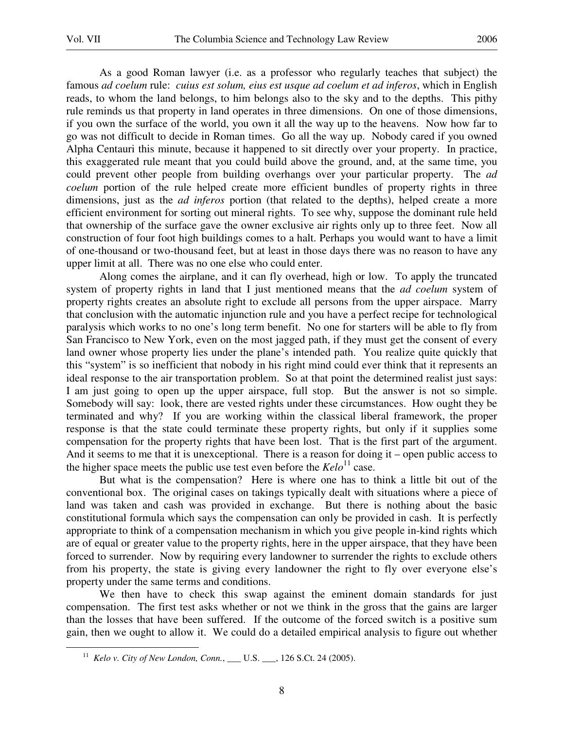As a good Roman lawyer (i.e. as a professor who regularly teaches that subject) the famous *ad coelum* rule: *cuius est solum, eius est usque ad coelum et ad inferos*, which in English reads, to whom the land belongs, to him belongs also to the sky and to the depths. This pithy rule reminds us that property in land operates in three dimensions. On one of those dimensions, if you own the surface of the world, you own it all the way up to the heavens. Now how far to go was not difficult to decide in Roman times. Go all the way up. Nobody cared if you owned Alpha Centauri this minute, because it happened to sit directly over your property. In practice, this exaggerated rule meant that you could build above the ground, and, at the same time, you could prevent other people from building overhangs over your particular property. The *ad coelum* portion of the rule helped create more efficient bundles of property rights in three dimensions, just as the *ad inferos* portion (that related to the depths), helped create a more efficient environment for sorting out mineral rights. To see why, suppose the dominant rule held that ownership of the surface gave the owner exclusive air rights only up to three feet. Now all construction of four foot high buildings comes to a halt. Perhaps you would want to have a limit of one-thousand or two-thousand feet, but at least in those days there was no reason to have any upper limit at all. There was no one else who could enter.

Along comes the airplane, and it can fly overhead, high or low. To apply the truncated system of property rights in land that I just mentioned means that the *ad coelum* system of property rights creates an absolute right to exclude all persons from the upper airspace. Marry that conclusion with the automatic injunction rule and you have a perfect recipe for technological paralysis which works to no one's long term benefit. No one for starters will be able to fly from San Francisco to New York, even on the most jagged path, if they must get the consent of every land owner whose property lies under the plane's intended path. You realize quite quickly that this "system" is so inefficient that nobody in his right mind could ever think that it represents an ideal response to the air transportation problem. So at that point the determined realist just says: I am just going to open up the upper airspace, full stop. But the answer is not so simple. Somebody will say: look, there are vested rights under these circumstances. How ought they be terminated and why? If you are working within the classical liberal framework, the proper response is that the state could terminate these property rights, but only if it supplies some compensation for the property rights that have been lost. That is the first part of the argument. And it seems to me that it is unexceptional. There is a reason for doing it – open public access to the higher space meets the public use test even before the *Kelo*[11] case.

But what is the compensation? Here is where one has to think a little bit out of the conventional box. The original cases on takings typically dealt with situations where a piece of land was taken and cash was provided in exchange. But there is nothing about the basic constitutional formula which says the compensation can only be provided in cash. It is perfectly appropriate to think of a compensation mechanism in which you give people in-kind rights which are of equal or greater value to the property rights, here in the upper airspace, that they have been forced to surrender. Now by requiring every landowner to surrender the rights to exclude others from his property, the state is giving every landowner the right to fly over everyone else's property under the same terms and conditions.

We then have to check this swap against the eminent domain standards for just compensation. The first test asks whether or not we think in the gross that the gains are larger than the losses that have been suffered. If the outcome of the forced switch is a positive sum gain, then we ought to allow it. We could do a detailed empirical analysis to figure out whether

---

[11] *Kelo v. City of New London, Conn.*, ___ U.S. ___, 126 S.Ct. 24 (2005).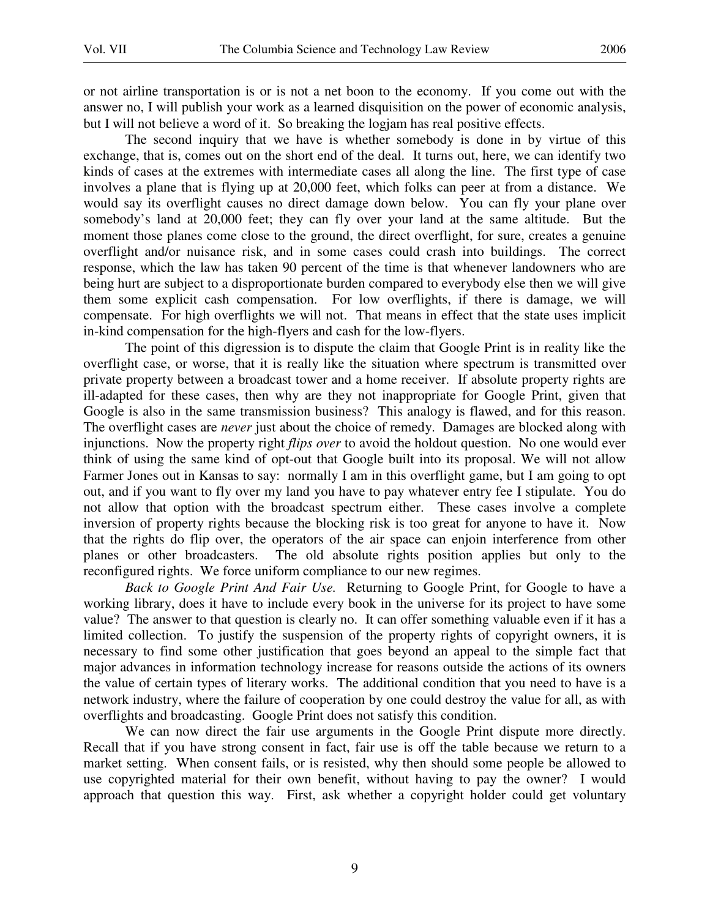or not airline transportation is or is not a net boon to the economy. If you come out with the answer no, I will publish your work as a learned disquisition on the power of economic analysis, but I will not believe a word of it. So breaking the logjam has real positive effects.

The second inquiry that we have is whether somebody is done in by virtue of this exchange, that is, comes out on the short end of the deal. It turns out, here, we can identify two kinds of cases at the extremes with intermediate cases all along the line. The first type of case involves a plane that is flying up at 20,000 feet, which folks can peer at from a distance. We would say its overflight causes no direct damage down below. You can fly your plane over somebody's land at 20,000 feet; they can fly over your land at the same altitude. But the moment those planes come close to the ground, the direct overflight, for sure, creates a genuine overflight and/or nuisance risk, and in some cases could crash into buildings. The correct response, which the law has taken 90 percent of the time is that whenever landowners who are being hurt are subject to a disproportionate burden compared to everybody else then we will give them some explicit cash compensation. For low overflights, if there is damage, we will compensate. For high overflights we will not. That means in effect that the state uses implicit in-kind compensation for the high-flyers and cash for the low-flyers.

The point of this digression is to dispute the claim that Google Print is in reality like the overflight case, or worse, that it is really like the situation where spectrum is transmitted over private property between a broadcast tower and a home receiver. If absolute property rights are ill-adapted for these cases, then why are they not inappropriate for Google Print, given that Google is also in the same transmission business? This analogy is flawed, and for this reason. The overflight cases are *never* just about the choice of remedy. Damages are blocked along with injunctions. Now the property right *flips over* to avoid the holdout question. No one would ever think of using the same kind of opt-out that Google built into its proposal. We will not allow Farmer Jones out in Kansas to say: normally I am in this overflight game, but I am going to opt out, and if you want to fly over my land you have to pay whatever entry fee I stipulate. You do not allow that option with the broadcast spectrum either. These cases involve a complete inversion of property rights because the blocking risk is too great for anyone to have it. Now that the rights do flip over, the operators of the air space can enjoin interference from other planes or other broadcasters. The old absolute rights position applies but only to the reconfigured rights. We force uniform compliance to our new regimes.

*Back to Google Print And Fair Use.* Returning to Google Print, for Google to have a working library, does it have to include every book in the universe for its project to have some value? The answer to that question is clearly no. It can offer something valuable even if it has a limited collection. To justify the suspension of the property rights of copyright owners, it is necessary to find some other justification that goes beyond an appeal to the simple fact that major advances in information technology increase for reasons outside the actions of its owners the value of certain types of literary works. The additional condition that you need to have is a network industry, where the failure of cooperation by one could destroy the value for all, as with overflights and broadcasting. Google Print does not satisfy this condition.

We can now direct the fair use arguments in the Google Print dispute more directly. Recall that if you have strong consent in fact, fair use is off the table because we return to a market setting. When consent fails, or is resisted, why then should some people be allowed to use copyrighted material for their own benefit, without having to pay the owner? I would approach that question this way. First, ask whether a copyright holder could get voluntary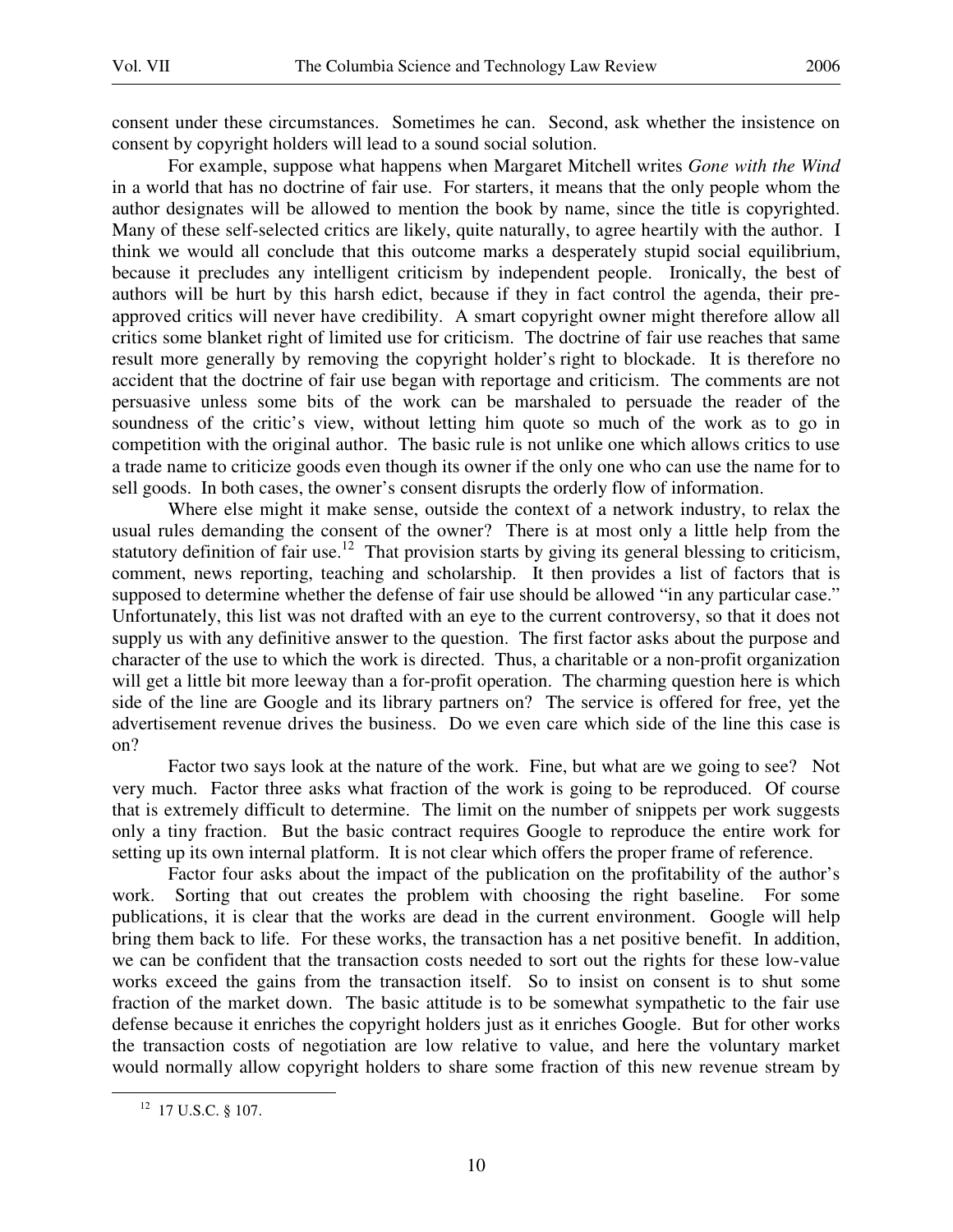consent under these circumstances. Sometimes he can. Second, ask whether the insistence on consent by copyright holders will lead to a sound social solution.

For example, suppose what happens when Margaret Mitchell writes *Gone with the Wind* in a world that has no doctrine of fair use. For starters, it means that the only people whom the author designates will be allowed to mention the book by name, since the title is copyrighted. Many of these self-selected critics are likely, quite naturally, to agree heartily with the author. I think we would all conclude that this outcome marks a desperately stupid social equilibrium, because it precludes any intelligent criticism by independent people. Ironically, the best of authors will be hurt by this harsh edict, because if they in fact control the agenda, their pre-approved critics will never have credibility. A smart copyright owner might therefore allow all critics some blanket right of limited use for criticism. The doctrine of fair use reaches that same result more generally by removing the copyright holder's right to blockade. It is therefore no accident that the doctrine of fair use began with reportage and criticism. The comments are not persuasive unless some bits of the work can be marshaled to persuade the reader of the soundness of the critic's view, without letting him quote so much of the work as to go in competition with the original author. The basic rule is not unlike one which allows critics to use a trade name to criticize goods even though its owner if the only one who can use the name for to sell goods. In both cases, the owner's consent disrupts the orderly flow of information.

Where else might it make sense, outside the context of a network industry, to relax the usual rules demanding the consent of the owner? There is at most only a little help from the statutory definition of fair use.[12] That provision starts by giving its general blessing to criticism, comment, news reporting, teaching and scholarship. It then provides a list of factors that is supposed to determine whether the defense of fair use should be allowed "in any particular case." Unfortunately, this list was not drafted with an eye to the current controversy, so that it does not supply us with any definitive answer to the question. The first factor asks about the purpose and character of the use to which the work is directed. Thus, a charitable or a non-profit organization will get a little bit more leeway than a for-profit operation. The charming question here is which side of the line are Google and its library partners on? The service is offered for free, yet the advertisement revenue drives the business. Do we even care which side of the line this case is on?

Factor two says look at the nature of the work. Fine, but what are we going to see? Not very much. Factor three asks what fraction of the work is going to be reproduced. Of course that is extremely difficult to determine. The limit on the number of snippets per work suggests only a tiny fraction. But the basic contract requires Google to reproduce the entire work for setting up its own internal platform. It is not clear which offers the proper frame of reference.

Factor four asks about the impact of the publication on the profitability of the author's work. Sorting that out creates the problem with choosing the right baseline. For some publications, it is clear that the works are dead in the current environment. Google will help bring them back to life. For these works, the transaction has a net positive benefit. In addition, we can be confident that the transaction costs needed to sort out the rights for these low-value works exceed the gains from the transaction itself. So to insist on consent is to shut some fraction of the market down. The basic attitude is to be somewhat sympathetic to the fair use defense because it enriches the copyright holders just as it enriches Google. But for other works the transaction costs of negotiation are low relative to value, and here the voluntary market would normally allow copyright holders to share some fraction of this new revenue stream by

---

[12] 17 U.S.C. § 107.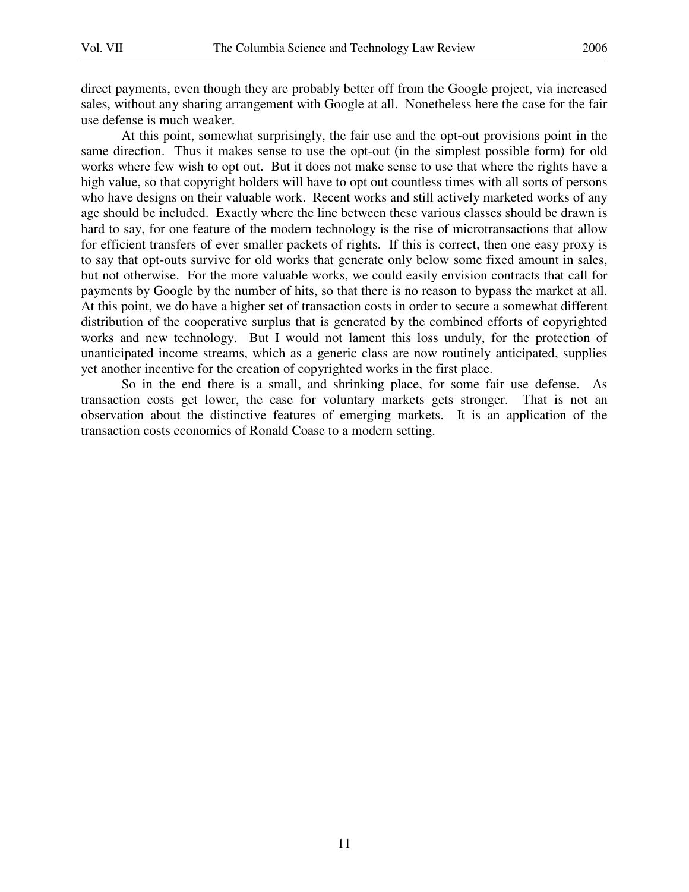direct payments, even though they are probably better off from the Google project, via increased sales, without any sharing arrangement with Google at all. Nonetheless here the case for the fair use defense is much weaker.

At this point, somewhat surprisingly, the fair use and the opt-out provisions point in the same direction. Thus it makes sense to use the opt-out (in the simplest possible form) for old works where few wish to opt out. But it does not make sense to use that where the rights have a high value, so that copyright holders will have to opt out countless times with all sorts of persons who have designs on their valuable work. Recent works and still actively marketed works of any age should be included. Exactly where the line between these various classes should be drawn is hard to say, for one feature of the modern technology is the rise of microtransactions that allow for efficient transfers of ever smaller packets of rights. If this is correct, then one easy proxy is to say that opt-outs survive for old works that generate only below some fixed amount in sales, but not otherwise. For the more valuable works, we could easily envision contracts that call for payments by Google by the number of hits, so that there is no reason to bypass the market at all. At this point, we do have a higher set of transaction costs in order to secure a somewhat different distribution of the cooperative surplus that is generated by the combined efforts of copyrighted works and new technology. But I would not lament this loss unduly, for the protection of unanticipated income streams, which as a generic class are now routinely anticipated, supplies yet another incentive for the creation of copyrighted works in the first place.

So in the end there is a small, and shrinking place, for some fair use defense. As transaction costs get lower, the case for voluntary markets gets stronger. That is not an observation about the distinctive features of emerging markets. It is an application of the transaction costs economics of Ronald Coase to a modern setting.